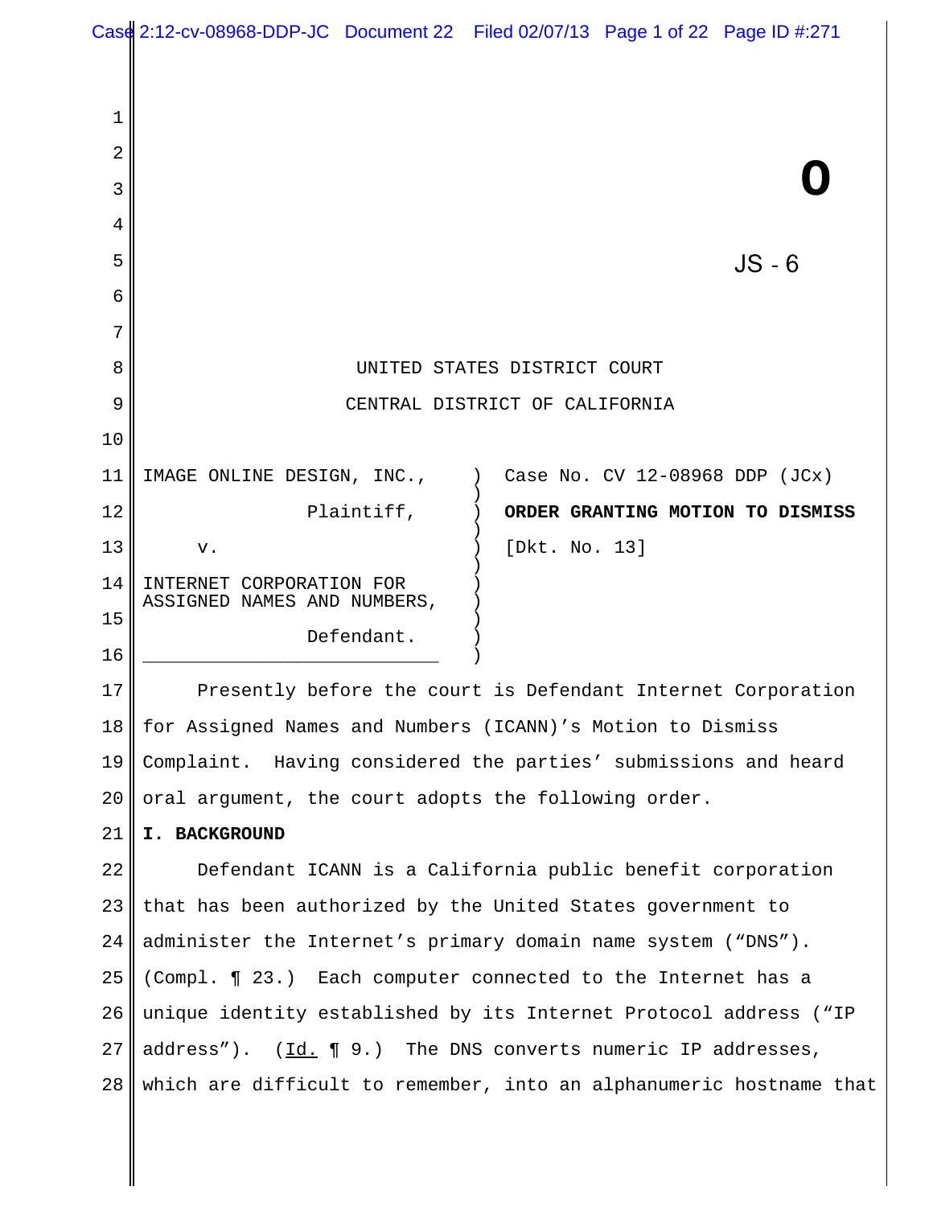**O**

JS - 6

UNITED STATES DISTRICT COURT

CENTRAL DISTRICT OF CALIFORNIA

| | | |
|---|---|---|
| IMAGE ONLINE DESIGN, INC., Plaintiff, v. INTERNET CORPORATION FOR ASSIGNED NAMES AND NUMBERS, Defendant. | ) | Case No. CV 12-08968 DDP (JCx) **ORDER GRANTING MOTION TO DISMISS** [Dkt. No. 13] |

Presently before the court is Defendant Internet Corporation for Assigned Names and Numbers (ICANN)'s Motion to Dismiss Complaint. Having considered the parties' submissions and heard oral argument, the court adopts the following order.

**I. BACKGROUND**

Defendant ICANN is a California public benefit corporation that has been authorized by the United States government to administer the Internet's primary domain name system ("DNS"). (Compl. ¶ 23.) Each computer connected to the Internet has a unique identity established by its Internet Protocol address ("IP address"). (Id. ¶ 9.) The DNS converts numeric IP addresses, which are difficult to remember, into an alphanumeric hostname that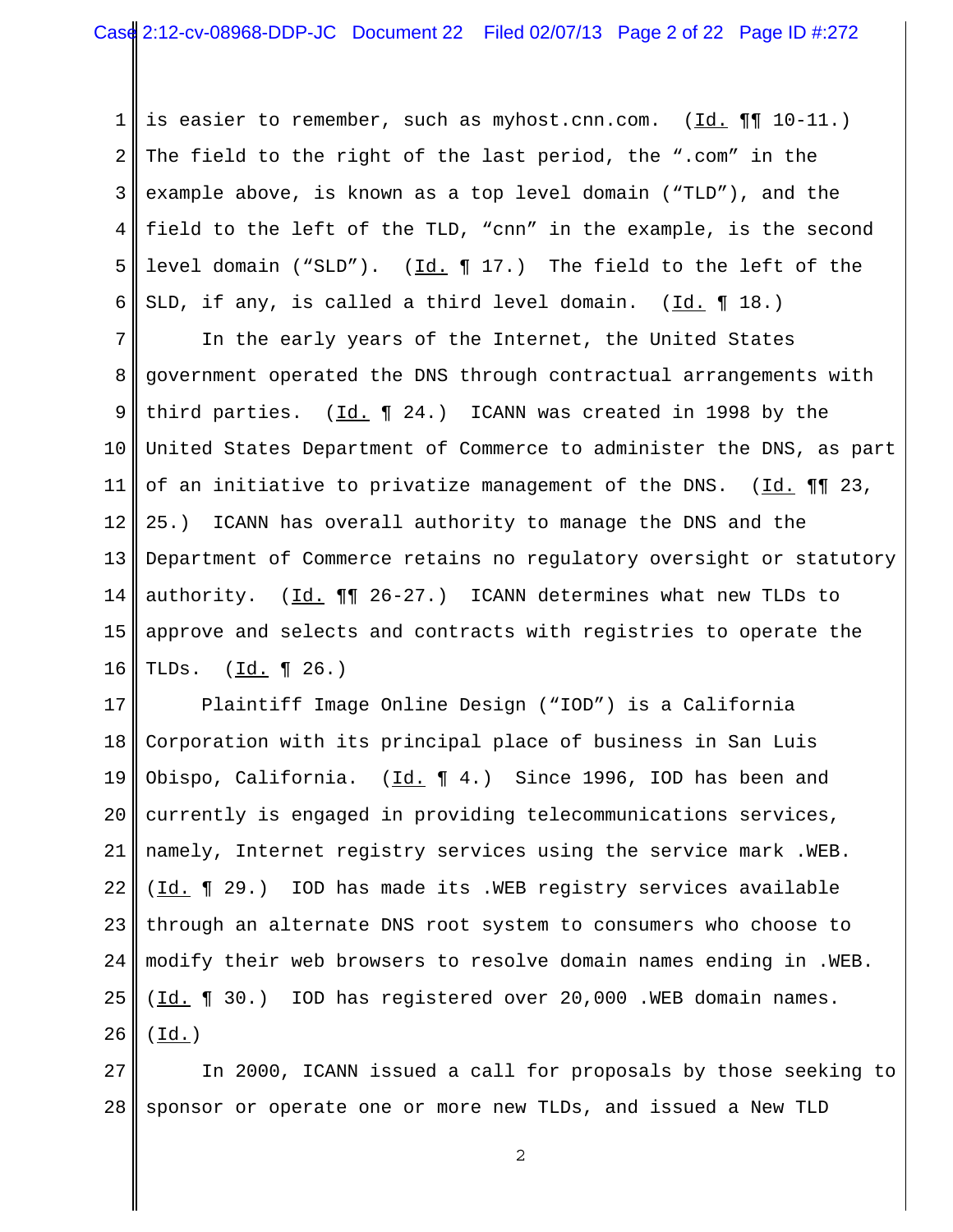is easier to remember, such as myhost.cnn.com. (Id. ¶¶ 10-11.) The field to the right of the last period, the ".com" in the example above, is known as a top level domain ("TLD"), and the field to the left of the TLD, "cnn" in the example, is the second level domain ("SLD"). (Id. ¶ 17.) The field to the left of the SLD, if any, is called a third level domain. (Id. ¶ 18.)

In the early years of the Internet, the United States government operated the DNS through contractual arrangements with third parties. (Id. ¶ 24.) ICANN was created in 1998 by the United States Department of Commerce to administer the DNS, as part of an initiative to privatize management of the DNS. (Id. ¶¶ 23, 25.) ICANN has overall authority to manage the DNS and the Department of Commerce retains no regulatory oversight or statutory authority. (Id. ¶¶ 26-27.) ICANN determines what new TLDs to approve and selects and contracts with registries to operate the TLDs. (Id. ¶ 26.)

Plaintiff Image Online Design ("IOD") is a California Corporation with its principal place of business in San Luis Obispo, California. (Id. ¶ 4.) Since 1996, IOD has been and currently is engaged in providing telecommunications services, namely, Internet registry services using the service mark .WEB. (Id. ¶ 29.) IOD has made its .WEB registry services available through an alternate DNS root system to consumers who choose to modify their web browsers to resolve domain names ending in .WEB. (Id. ¶ 30.) IOD has registered over 20,000 .WEB domain names. (Id.)

In 2000, ICANN issued a call for proposals by those seeking to sponsor or operate one or more new TLDs, and issued a New TLD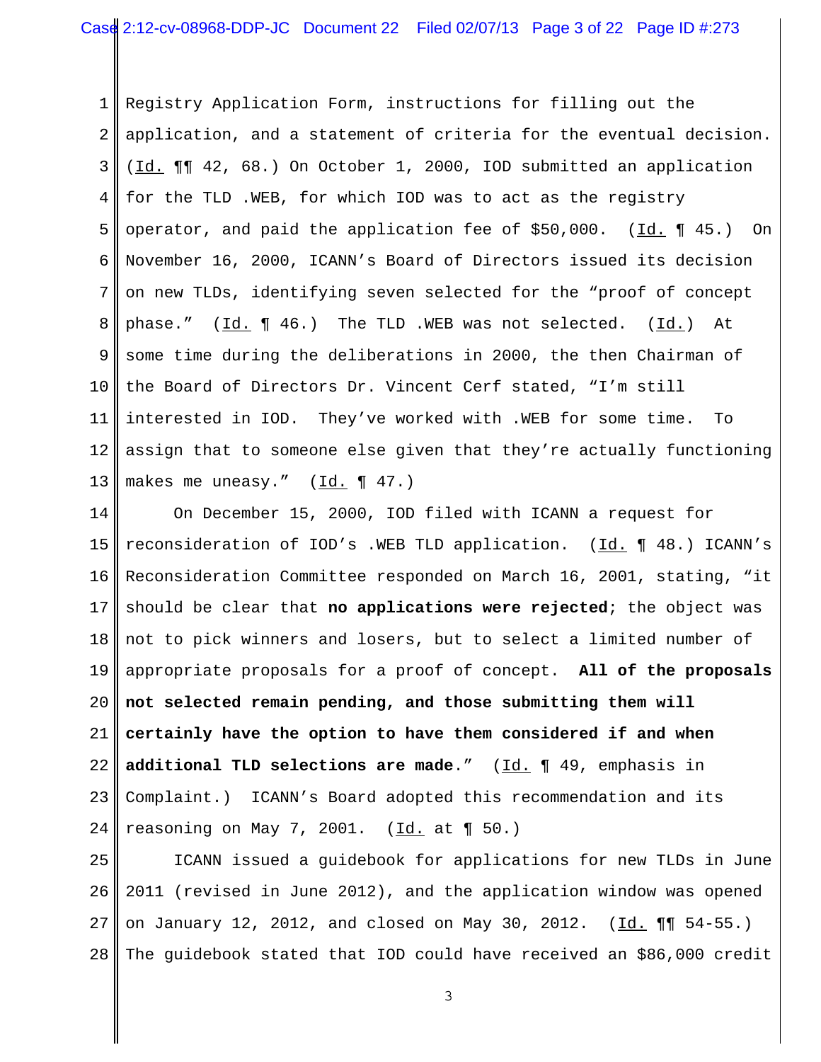Registry Application Form, instructions for filling out the application, and a statement of criteria for the eventual decision. (Id. ¶¶ 42, 68.) On October 1, 2000, IOD submitted an application for the TLD .WEB, for which IOD was to act as the registry operator, and paid the application fee of $50,000. (Id. ¶ 45.) On November 16, 2000, ICANN's Board of Directors issued its decision on new TLDs, identifying seven selected for the "proof of concept phase." (Id. ¶ 46.) The TLD .WEB was not selected. (Id.) At some time during the deliberations in 2000, the then Chairman of the Board of Directors Dr. Vincent Cerf stated, "I'm still interested in IOD. They've worked with .WEB for some time. To assign that to someone else given that they're actually functioning makes me uneasy." (Id. ¶ 47.)

On December 15, 2000, IOD filed with ICANN a request for reconsideration of IOD's .WEB TLD application. (Id. ¶ 48.) ICANN's Reconsideration Committee responded on March 16, 2001, stating, "it should be clear that **no applications were rejected**; the object was not to pick winners and losers, but to select a limited number of appropriate proposals for a proof of concept. **All of the proposals not selected remain pending, and those submitting them will certainly have the option to have them considered if and when additional TLD selections are made**." (Id. ¶ 49, emphasis in Complaint.) ICANN's Board adopted this recommendation and its reasoning on May 7, 2001. (Id. at ¶ 50.)

ICANN issued a guidebook for applications for new TLDs in June 2011 (revised in June 2012), and the application window was opened on January 12, 2012, and closed on May 30, 2012. (Id. ¶¶ 54-55.) The guidebook stated that IOD could have received an $86,000 credit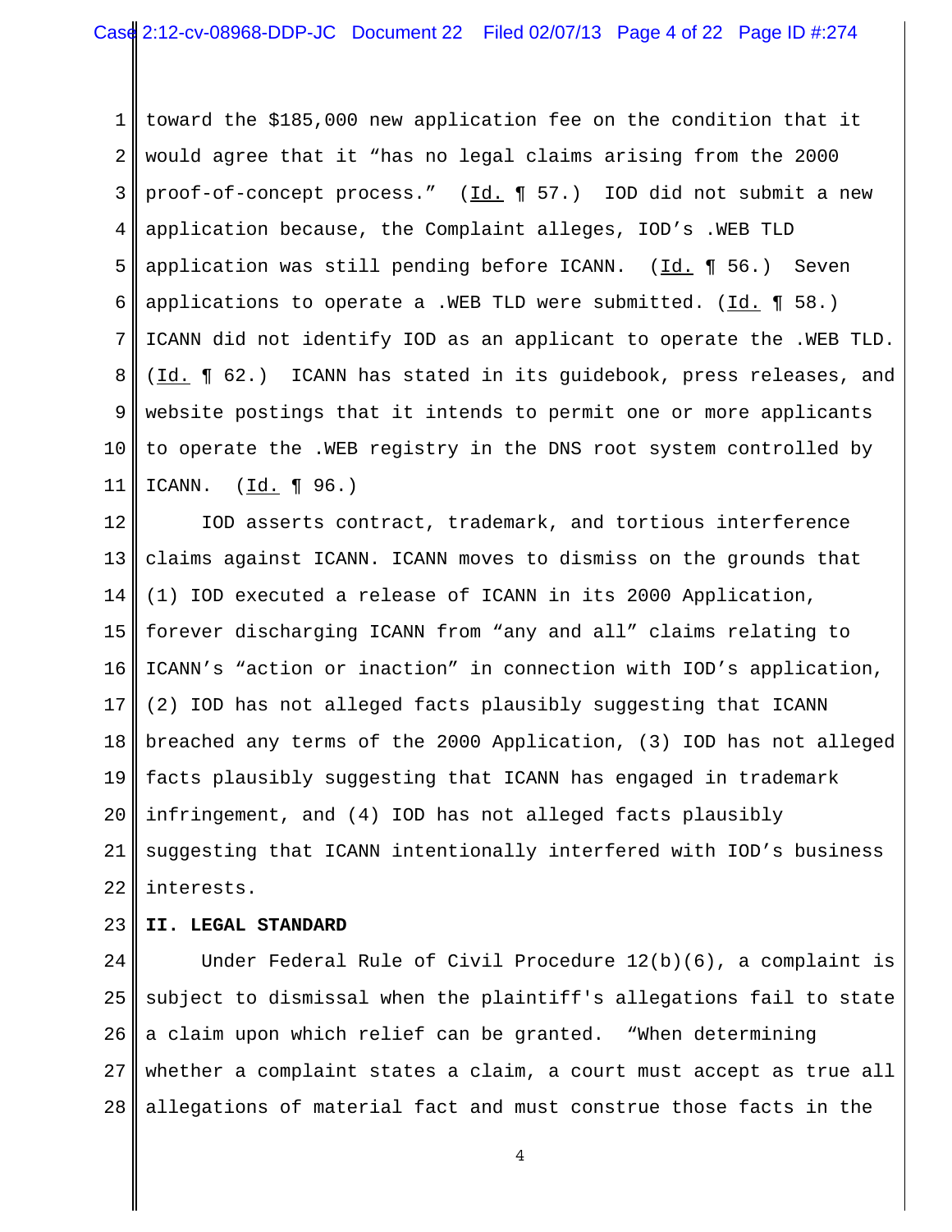toward the $185,000 new application fee on the condition that it would agree that it "has no legal claims arising from the 2000 proof-of-concept process." (Id. ¶ 57.) IOD did not submit a new application because, the Complaint alleges, IOD's .WEB TLD application was still pending before ICANN. (Id. ¶ 56.) Seven applications to operate a .WEB TLD were submitted. (Id. ¶ 58.) ICANN did not identify IOD as an applicant to operate the .WEB TLD. (Id. ¶ 62.) ICANN has stated in its guidebook, press releases, and website postings that it intends to permit one or more applicants to operate the .WEB registry in the DNS root system controlled by ICANN. (Id. ¶ 96.)

IOD asserts contract, trademark, and tortious interference claims against ICANN. ICANN moves to dismiss on the grounds that (1) IOD executed a release of ICANN in its 2000 Application, forever discharging ICANN from "any and all" claims relating to ICANN's "action or inaction" in connection with IOD's application, (2) IOD has not alleged facts plausibly suggesting that ICANN breached any terms of the 2000 Application, (3) IOD has not alleged facts plausibly suggesting that ICANN has engaged in trademark infringement, and (4) IOD has not alleged facts plausibly suggesting that ICANN intentionally interfered with IOD's business interests.

## II. LEGAL STANDARD

Under Federal Rule of Civil Procedure 12(b)(6), a complaint is subject to dismissal when the plaintiff's allegations fail to state a claim upon which relief can be granted. "When determining whether a complaint states a claim, a court must accept as true all allegations of material fact and must construe those facts in the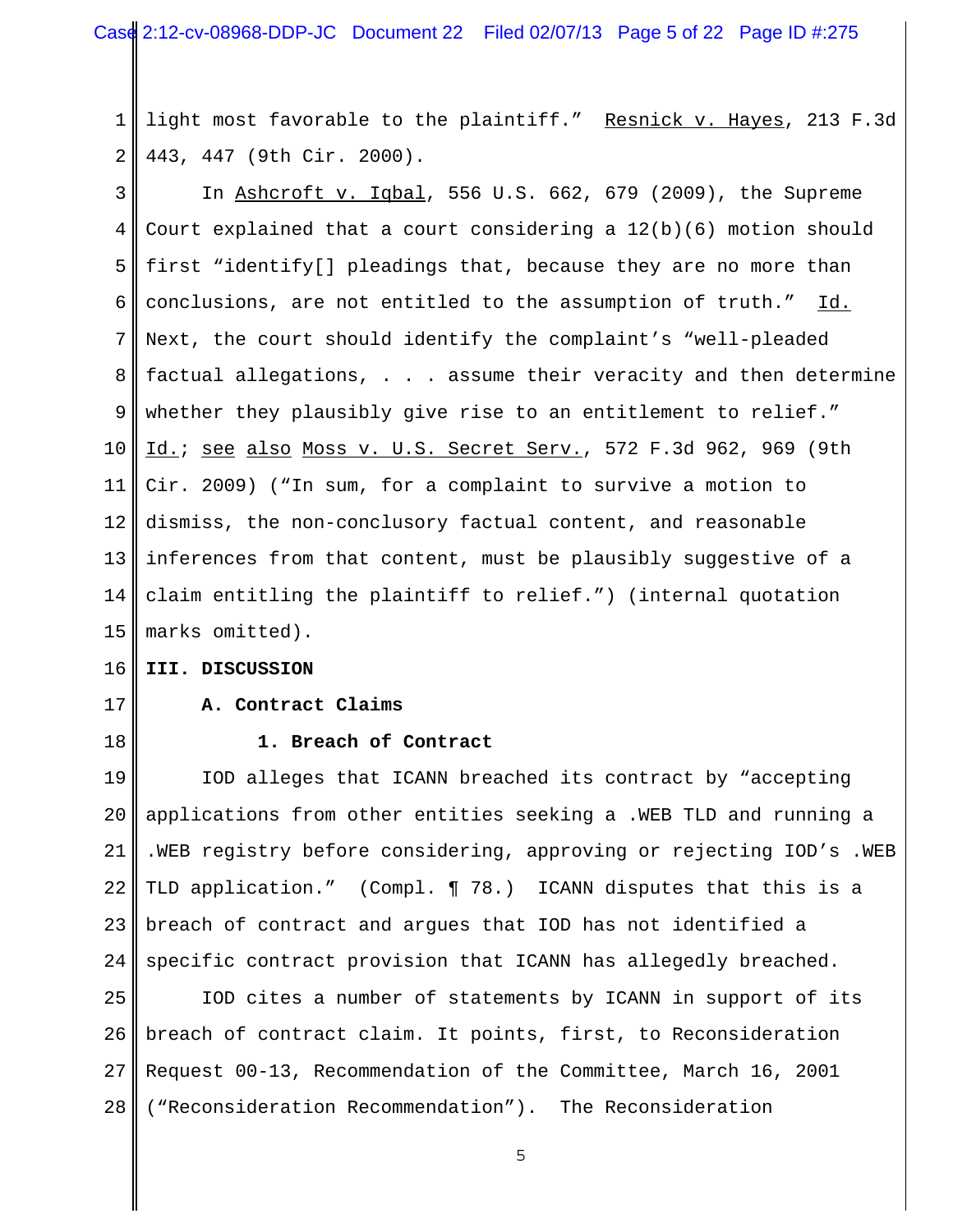light most favorable to the plaintiff." Resnick v. Hayes, 213 F.3d 443, 447 (9th Cir. 2000).

In Ashcroft v. Iqbal, 556 U.S. 662, 679 (2009), the Supreme Court explained that a court considering a 12(b)(6) motion should first "identify[] pleadings that, because they are no more than conclusions, are not entitled to the assumption of truth." Id. Next, the court should identify the complaint's "well-pleaded factual allegations, . . . assume their veracity and then determine whether they plausibly give rise to an entitlement to relief." Id.; see also Moss v. U.S. Secret Serv., 572 F.3d 962, 969 (9th Cir. 2009) ("In sum, for a complaint to survive a motion to dismiss, the non-conclusory factual content, and reasonable inferences from that content, must be plausibly suggestive of a claim entitling the plaintiff to relief.") (internal quotation marks omitted).

## III. DISCUSSION

### A. Contract Claims

#### 1. Breach of Contract

IOD alleges that ICANN breached its contract by "accepting applications from other entities seeking a .WEB TLD and running a .WEB registry before considering, approving or rejecting IOD's .WEB TLD application." (Compl. ¶ 78.) ICANN disputes that this is a breach of contract and argues that IOD has not identified a specific contract provision that ICANN has allegedly breached.

IOD cites a number of statements by ICANN in support of its breach of contract claim. It points, first, to Reconsideration Request 00-13, Recommendation of the Committee, March 16, 2001 ("Reconsideration Recommendation"). The Reconsideration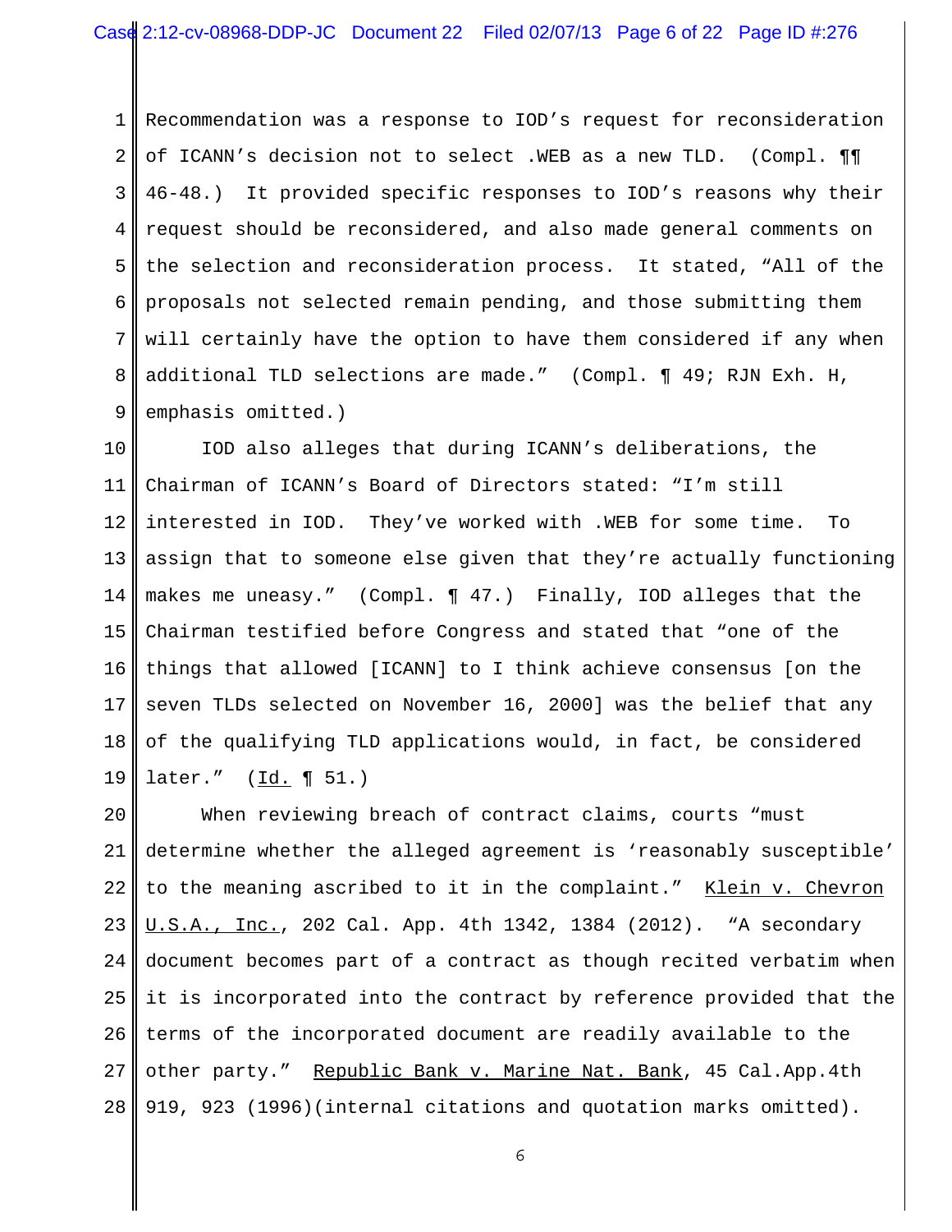Recommendation was a response to IOD's request for reconsideration of ICANN's decision not to select .WEB as a new TLD. (Compl. ¶¶ 46-48.) It provided specific responses to IOD's reasons why their request should be reconsidered, and also made general comments on the selection and reconsideration process. It stated, "All of the proposals not selected remain pending, and those submitting them will certainly have the option to have them considered if any when additional TLD selections are made." (Compl. ¶ 49; RJN Exh. H, emphasis omitted.)

IOD also alleges that during ICANN's deliberations, the Chairman of ICANN's Board of Directors stated: "I'm still interested in IOD. They've worked with .WEB for some time. To assign that to someone else given that they're actually functioning makes me uneasy." (Compl. ¶ 47.) Finally, IOD alleges that the Chairman testified before Congress and stated that "one of the things that allowed [ICANN] to I think achieve consensus [on the seven TLDs selected on November 16, 2000] was the belief that any of the qualifying TLD applications would, in fact, be considered later." (Id. ¶ 51.)

When reviewing breach of contract claims, courts "must determine whether the alleged agreement is 'reasonably susceptible' to the meaning ascribed to it in the complaint." Klein v. Chevron U.S.A., Inc., 202 Cal. App. 4th 1342, 1384 (2012). "A secondary document becomes part of a contract as though recited verbatim when it is incorporated into the contract by reference provided that the terms of the incorporated document are readily available to the other party." Republic Bank v. Marine Nat. Bank, 45 Cal.App.4th 919, 923 (1996)(internal citations and quotation marks omitted).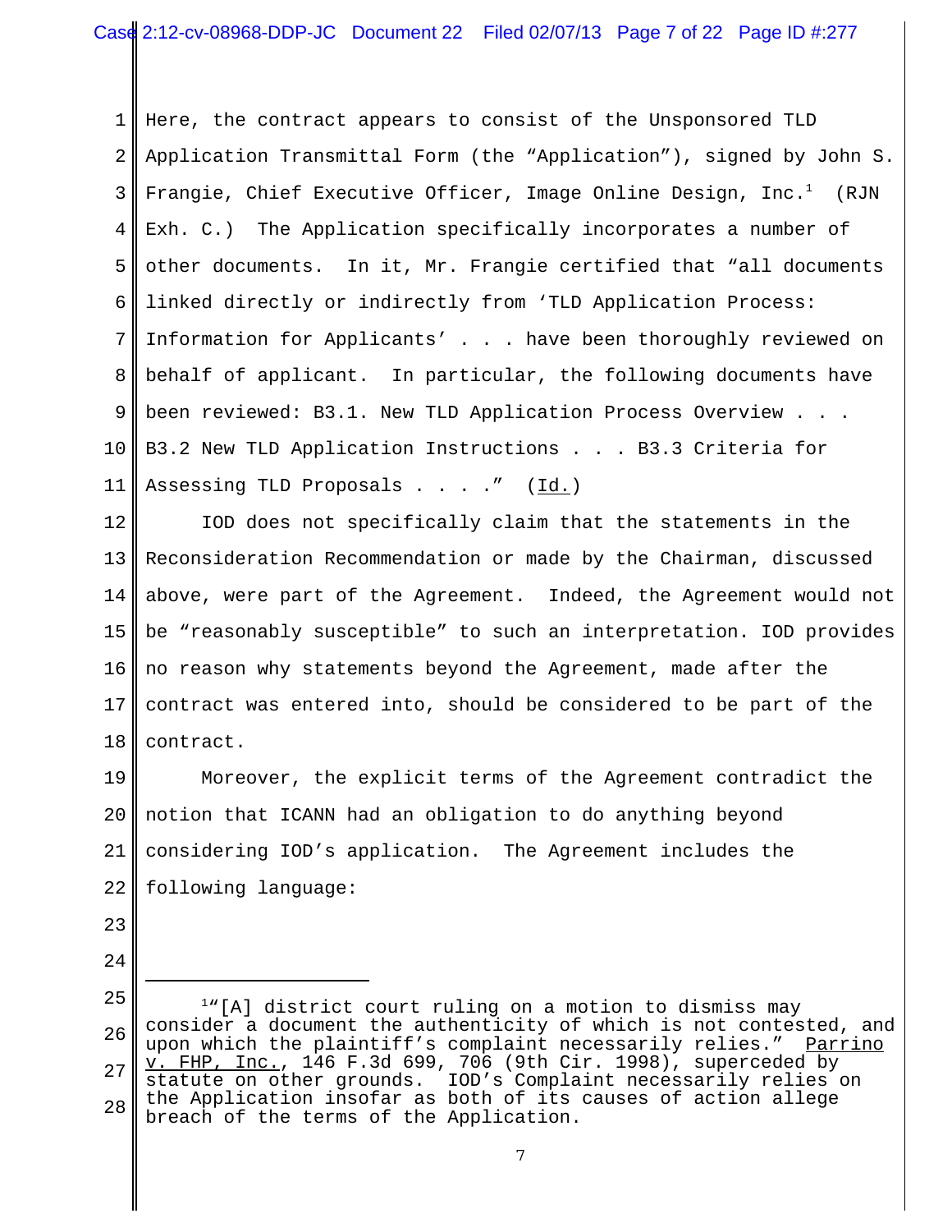Here, the contract appears to consist of the Unsponsored TLD Application Transmittal Form (the "Application"), signed by John S. Frangie, Chief Executive Officer, Image Online Design, Inc.[1] (RJN Exh. C.) The Application specifically incorporates a number of other documents. In it, Mr. Frangie certified that "all documents linked directly or indirectly from 'TLD Application Process: Information for Applicants' . . . have been thoroughly reviewed on behalf of applicant. In particular, the following documents have been reviewed: B3.1. New TLD Application Process Overview . . . B3.2 New TLD Application Instructions . . . B3.3 Criteria for Assessing TLD Proposals . . . ." (Id.)

IOD does not specifically claim that the statements in the Reconsideration Recommendation or made by the Chairman, discussed above, were part of the Agreement. Indeed, the Agreement would not be "reasonably susceptible" to such an interpretation. IOD provides no reason why statements beyond the Agreement, made after the contract was entered into, should be considered to be part of the contract.

Moreover, the explicit terms of the Agreement contradict the notion that ICANN had an obligation to do anything beyond considering IOD's application. The Agreement includes the following language:

---

[1] "[A] district court ruling on a motion to dismiss may consider a document the authenticity of which is not contested, and upon which the plaintiff's complaint necessarily relies." Parrino v. FHP, Inc., 146 F.3d 699, 706 (9th Cir. 1998), superceded by statute on other grounds. IOD's Complaint necessarily relies on the Application insofar as both of its causes of action allege breach of the terms of the Application.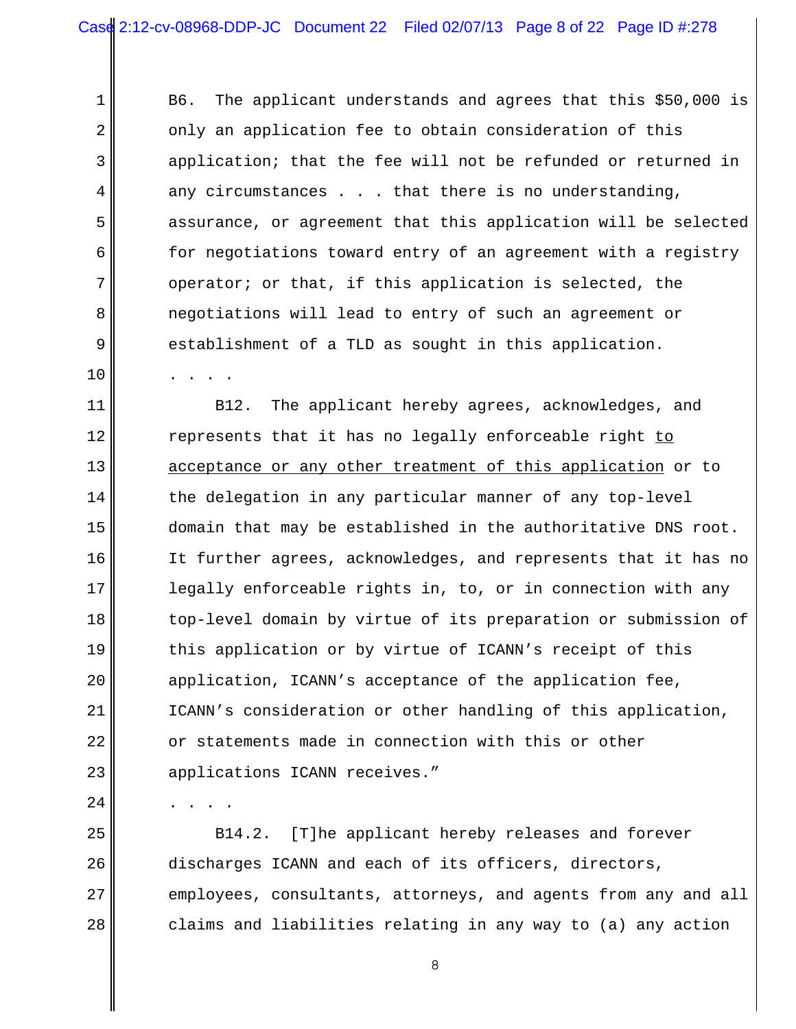B6. The applicant understands and agrees that this $50,000 is only an application fee to obtain consideration of this application; that the fee will not be refunded or returned in any circumstances . . . that there is no understanding, assurance, or agreement that this application will be selected for negotiations toward entry of an agreement with a registry operator; or that, if this application is selected, the negotiations will lead to entry of such an agreement or establishment of a TLD as sought in this application.

. . . .

B12. The applicant hereby agrees, acknowledges, and represents that it has no legally enforceable right <u>to acceptance or any other treatment of this application</u> or to the delegation in any particular manner of any top-level domain that may be established in the authoritative DNS root. It further agrees, acknowledges, and represents that it has no legally enforceable rights in, to, or in connection with any top-level domain by virtue of its preparation or submission of this application or by virtue of ICANN's receipt of this application, ICANN's acceptance of the application fee, ICANN's consideration or other handling of this application, or statements made in connection with this or other applications ICANN receives."

. . . .

B14.2. [T]he applicant hereby releases and forever discharges ICANN and each of its officers, directors, employees, consultants, attorneys, and agents from any and all claims and liabilities relating in any way to (a) any action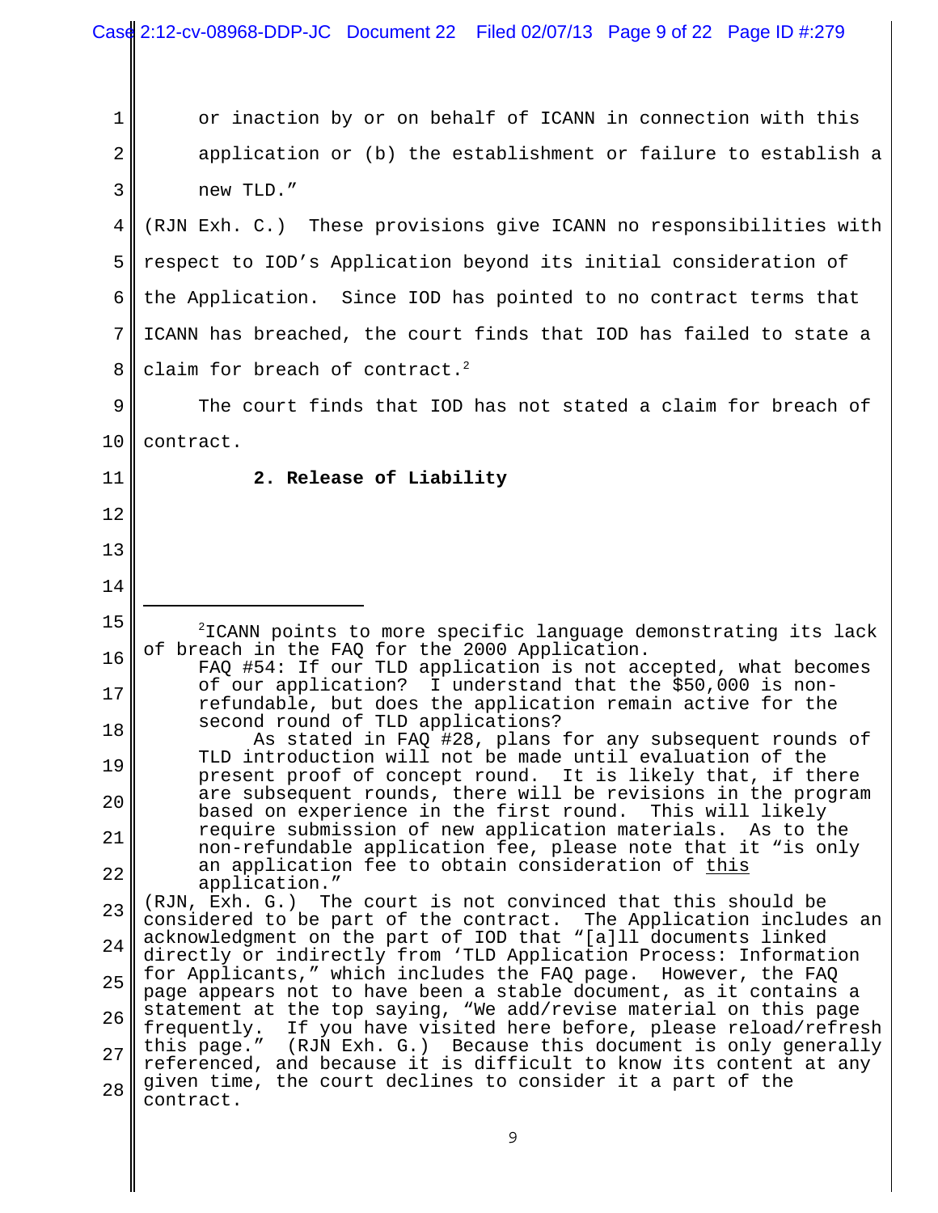or inaction by or on behalf of ICANN in connection with this application or (b) the establishment or failure to establish a new TLD."

(RJN Exh. C.) These provisions give ICANN no responsibilities with respect to IOD's Application beyond its initial consideration of the Application. Since IOD has pointed to no contract terms that ICANN has breached, the court finds that IOD has failed to state a claim for breach of contract.[2]

The court finds that IOD has not stated a claim for breach of contract.

**2. Release of Liability**

---

[2]ICANN points to more specific language demonstrating its lack of breach in the FAQ for the 2000 Application.

> FAQ #54: If our TLD application is not accepted, what becomes of our application? I understand that the $50,000 is non-refundable, but does the application remain active for the second round of TLD applications?
>
> As stated in FAQ #28, plans for any subsequent rounds of TLD introduction will not be made until evaluation of the present proof of concept round. It is likely that, if there are subsequent rounds, there will be revisions in the program based on experience in the first round. This will likely require submission of new application materials. As to the non-refundable application fee, please note that it "is only an application fee to obtain consideration of <u>this</u> application."

(RJN, Exh. G.) The court is not convinced that this should be considered to be part of the contract. The Application includes an acknowledgment on the part of IOD that "[a]ll documents linked directly or indirectly from 'TLD Application Process: Information for Applicants," which includes the FAQ page. However, the FAQ page appears not to have been a stable document, as it contains a statement at the top saying, "We add/revise material on this page frequently. If you have visited here before, please reload/refresh this page." (RJN Exh. G.) Because this document is only generally referenced, and because it is difficult to know its content at any given time, the court declines to consider it a part of the contract.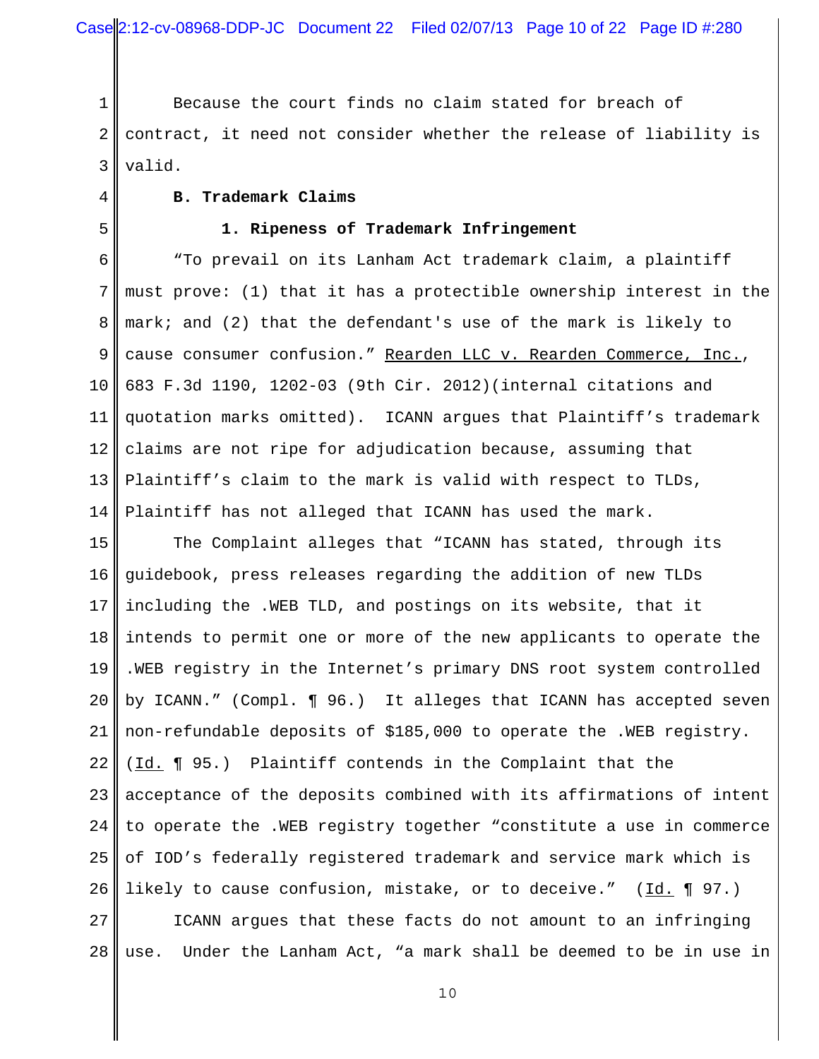Because the court finds no claim stated for breach of contract, it need not consider whether the release of liability is valid.

**B. Trademark Claims**

**1. Ripeness of Trademark Infringement**

"To prevail on its Lanham Act trademark claim, a plaintiff must prove: (1) that it has a protectible ownership interest in the mark; and (2) that the defendant's use of the mark is likely to cause consumer confusion." Rearden LLC v. Rearden Commerce, Inc., 683 F.3d 1190, 1202-03 (9th Cir. 2012)(internal citations and quotation marks omitted). ICANN argues that Plaintiff's trademark claims are not ripe for adjudication because, assuming that Plaintiff's claim to the mark is valid with respect to TLDs, Plaintiff has not alleged that ICANN has used the mark.

The Complaint alleges that "ICANN has stated, through its guidebook, press releases regarding the addition of new TLDs including the .WEB TLD, and postings on its website, that it intends to permit one or more of the new applicants to operate the .WEB registry in the Internet's primary DNS root system controlled by ICANN." (Compl. ¶ 96.) It alleges that ICANN has accepted seven non-refundable deposits of $185,000 to operate the .WEB registry. (Id. ¶ 95.) Plaintiff contends in the Complaint that the acceptance of the deposits combined with its affirmations of intent to operate the .WEB registry together "constitute a use in commerce of IOD's federally registered trademark and service mark which is likely to cause confusion, mistake, or to deceive." (Id. ¶ 97.)

ICANN argues that these facts do not amount to an infringing use. Under the Lanham Act, "a mark shall be deemed to be in use in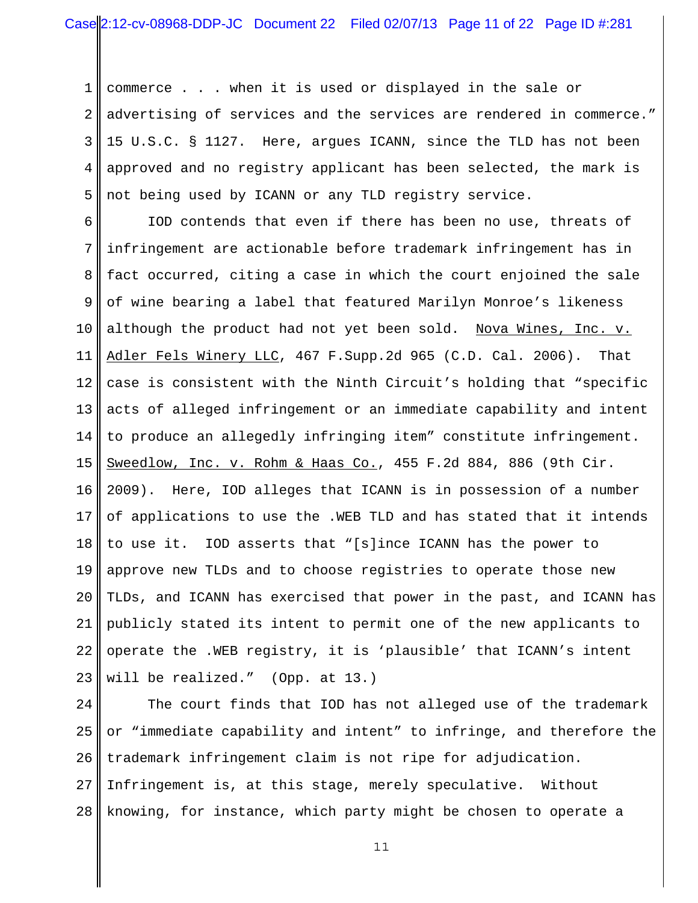commerce . . . when it is used or displayed in the sale or advertising of services and the services are rendered in commerce." 15 U.S.C. § 1127. Here, argues ICANN, since the TLD has not been approved and no registry applicant has been selected, the mark is not being used by ICANN or any TLD registry service.

IOD contends that even if there has been no use, threats of infringement are actionable before trademark infringement has in fact occurred, citing a case in which the court enjoined the sale of wine bearing a label that featured Marilyn Monroe's likeness although the product had not yet been sold. Nova Wines, Inc. v. Adler Fels Winery LLC, 467 F.Supp.2d 965 (C.D. Cal. 2006). That case is consistent with the Ninth Circuit's holding that "specific acts of alleged infringement or an immediate capability and intent to produce an allegedly infringing item" constitute infringement. Sweedlow, Inc. v. Rohm & Haas Co., 455 F.2d 884, 886 (9th Cir. 2009). Here, IOD alleges that ICANN is in possession of a number of applications to use the .WEB TLD and has stated that it intends to use it. IOD asserts that "[s]ince ICANN has the power to approve new TLDs and to choose registries to operate those new TLDs, and ICANN has exercised that power in the past, and ICANN has publicly stated its intent to permit one of the new applicants to operate the .WEB registry, it is 'plausible' that ICANN's intent will be realized." (Opp. at 13.)

The court finds that IOD has not alleged use of the trademark or "immediate capability and intent" to infringe, and therefore the trademark infringement claim is not ripe for adjudication. Infringement is, at this stage, merely speculative. Without knowing, for instance, which party might be chosen to operate a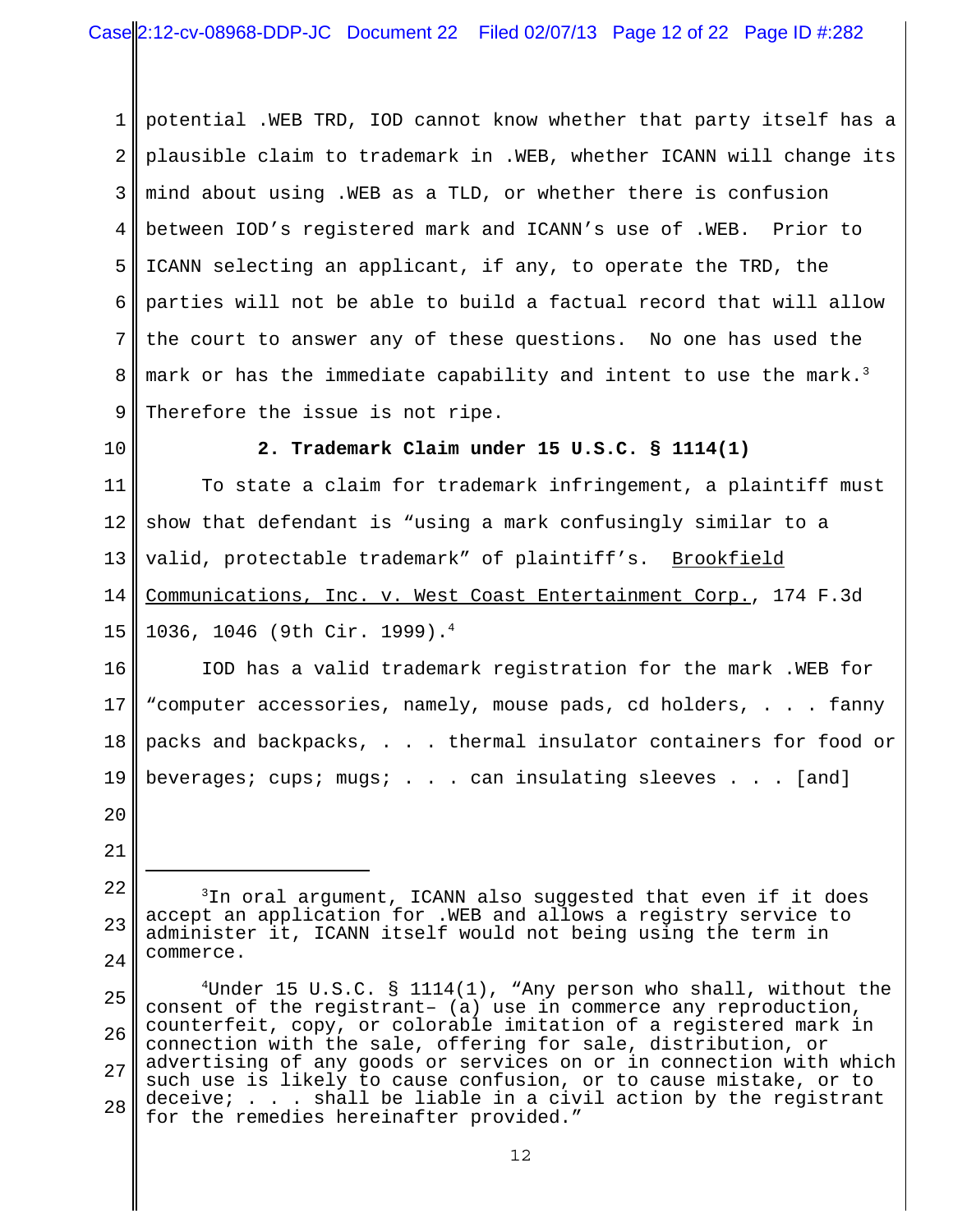potential .WEB TRD, IOD cannot know whether that party itself has a plausible claim to trademark in .WEB, whether ICANN will change its mind about using .WEB as a TLD, or whether there is confusion between IOD's registered mark and ICANN's use of .WEB. Prior to ICANN selecting an applicant, if any, to operate the TRD, the parties will not be able to build a factual record that will allow the court to answer any of these questions. No one has used the mark or has the immediate capability and intent to use the mark.[3] Therefore the issue is not ripe.

**2. Trademark Claim under 15 U.S.C. § 1114(1)**

To state a claim for trademark infringement, a plaintiff must show that defendant is "using a mark confusingly similar to a valid, protectable trademark" of plaintiff's. Brookfield Communications, Inc. v. West Coast Entertainment Corp., 174 F.3d 1036, 1046 (9th Cir. 1999).[4]

IOD has a valid trademark registration for the mark .WEB for "computer accessories, namely, mouse pads, cd holders, . . . fanny packs and backpacks, . . . thermal insulator containers for food or beverages; cups; mugs; . . . can insulating sleeves . . . [and]

---

[3]In oral argument, ICANN also suggested that even if it does accept an application for .WEB and allows a registry service to administer it, ICANN itself would not being using the term in commerce.

[4]Under 15 U.S.C. § 1114(1), "Any person who shall, without the consent of the registrant– (a) use in commerce any reproduction, counterfeit, copy, or colorable imitation of a registered mark in connection with the sale, offering for sale, distribution, or advertising of any goods or services on or in connection with which such use is likely to cause confusion, or to cause mistake, or to deceive; . . . shall be liable in a civil action by the registrant for the remedies hereinafter provided."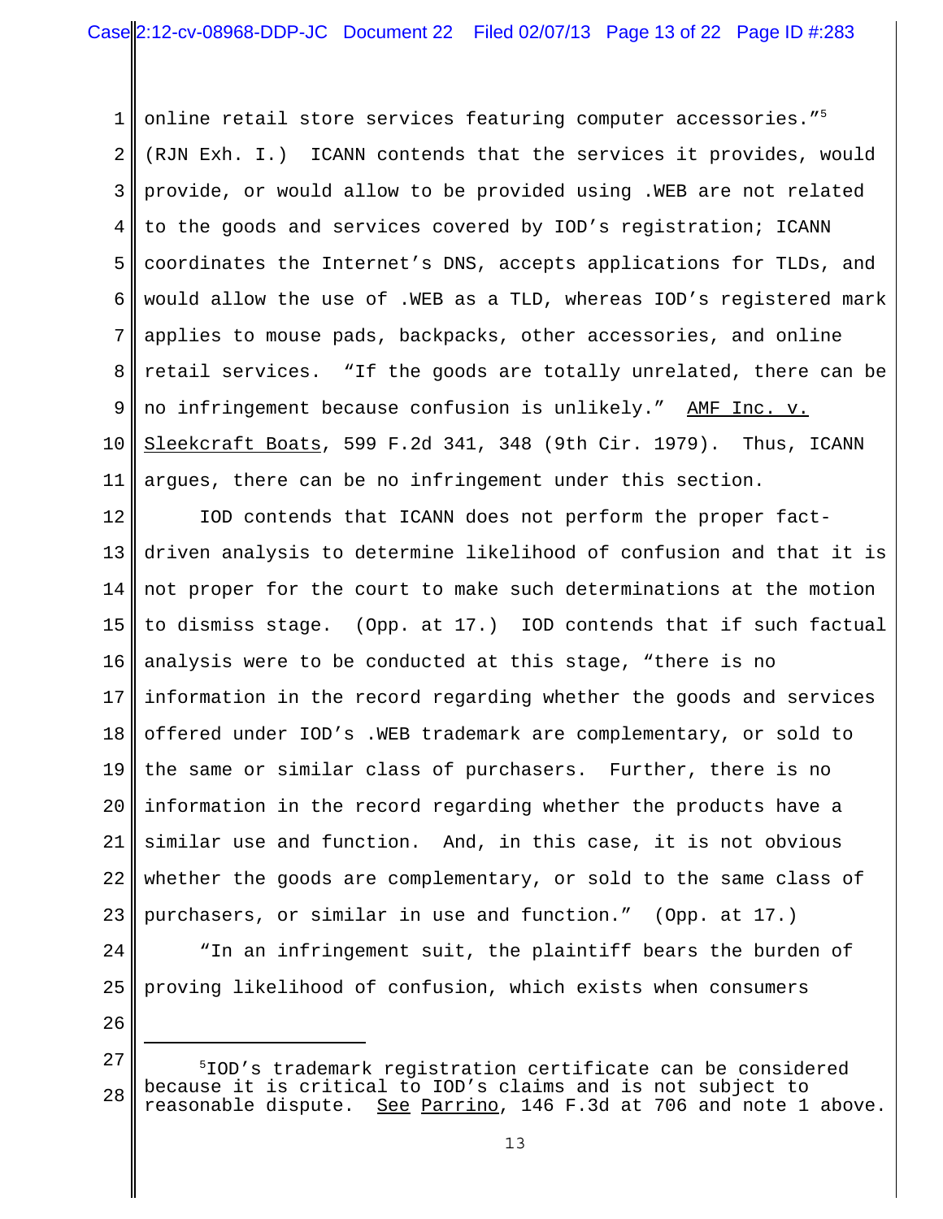online retail store services featuring computer accessories."[5] (RJN Exh. I.) ICANN contends that the services it provides, would provide, or would allow to be provided using .WEB are not related to the goods and services covered by IOD's registration; ICANN coordinates the Internet's DNS, accepts applications for TLDs, and would allow the use of .WEB as a TLD, whereas IOD's registered mark applies to mouse pads, backpacks, other accessories, and online retail services. "If the goods are totally unrelated, there can be no infringement because confusion is unlikely." AMF Inc. v. Sleekcraft Boats, 599 F.2d 341, 348 (9th Cir. 1979). Thus, ICANN argues, there can be no infringement under this section.

IOD contends that ICANN does not perform the proper fact-driven analysis to determine likelihood of confusion and that it is not proper for the court to make such determinations at the motion to dismiss stage. (Opp. at 17.) IOD contends that if such factual analysis were to be conducted at this stage, "there is no information in the record regarding whether the goods and services offered under IOD's .WEB trademark are complementary, or sold to the same or similar class of purchasers. Further, there is no information in the record regarding whether the products have a similar use and function. And, in this case, it is not obvious whether the goods are complementary, or sold to the same class of purchasers, or similar in use and function." (Opp. at 17.)

"In an infringement suit, the plaintiff bears the burden of proving likelihood of confusion, which exists when consumers

---

[5] IOD's trademark registration certificate can be considered because it is critical to IOD's claims and is not subject to reasonable dispute. See Parrino, 146 F.3d at 706 and note 1 above.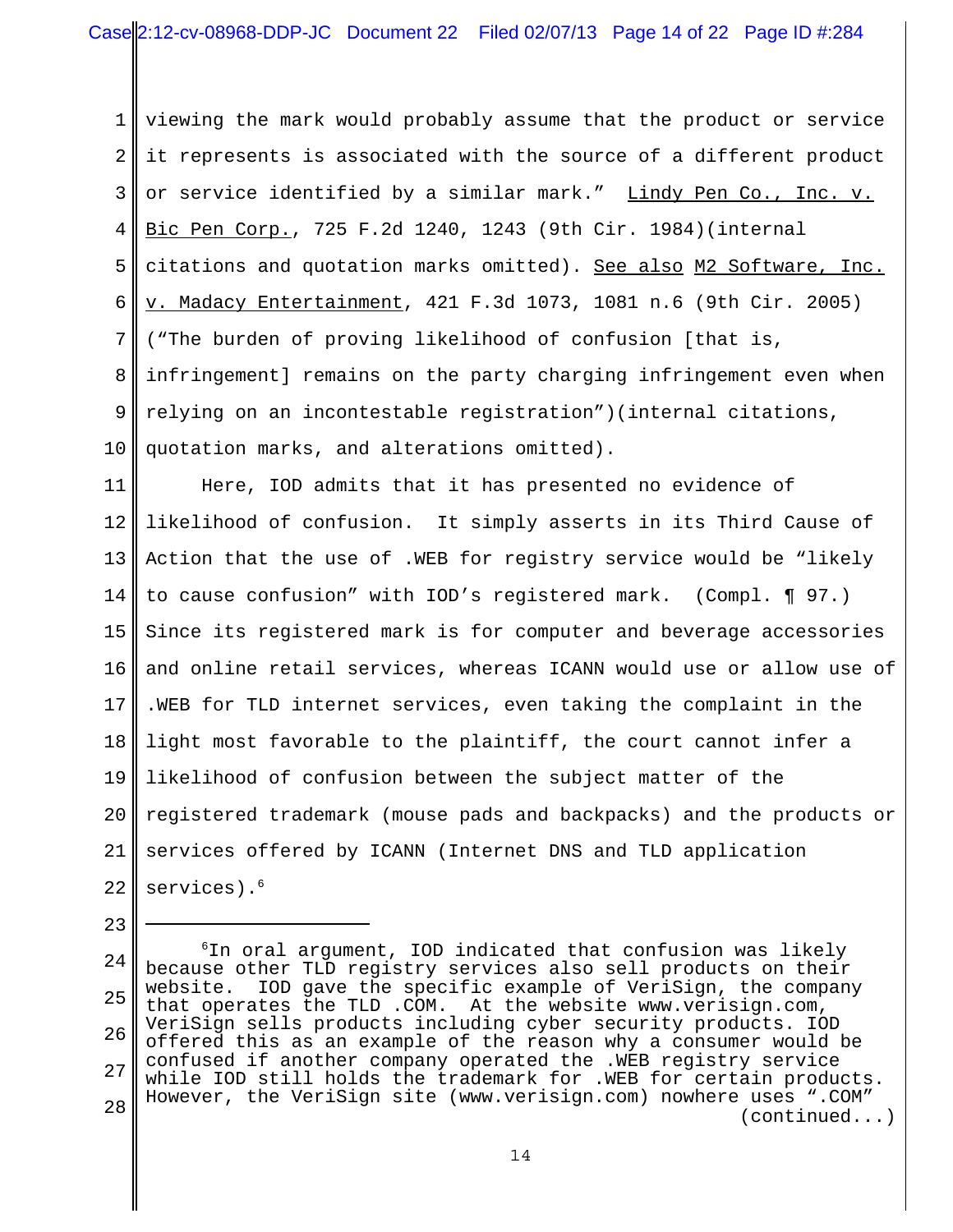viewing the mark would probably assume that the product or service it represents is associated with the source of a different product or service identified by a similar mark." Lindy Pen Co., Inc. v. Bic Pen Corp., 725 F.2d 1240, 1243 (9th Cir. 1984)(internal citations and quotation marks omitted). See also M2 Software, Inc. v. Madacy Entertainment, 421 F.3d 1073, 1081 n.6 (9th Cir. 2005) ("The burden of proving likelihood of confusion [that is, infringement] remains on the party charging infringement even when relying on an incontestable registration")(internal citations, quotation marks, and alterations omitted).

Here, IOD admits that it has presented no evidence of likelihood of confusion. It simply asserts in its Third Cause of Action that the use of .WEB for registry service would be "likely to cause confusion" with IOD's registered mark. (Compl. ¶ 97.) Since its registered mark is for computer and beverage accessories and online retail services, whereas ICANN would use or allow use of .WEB for TLD internet services, even taking the complaint in the light most favorable to the plaintiff, the court cannot infer a likelihood of confusion between the subject matter of the registered trademark (mouse pads and backpacks) and the products or services offered by ICANN (Internet DNS and TLD application services).[6]

---

[6] In oral argument, IOD indicated that confusion was likely because other TLD registry services also sell products on their website. IOD gave the specific example of VeriSign, the company that operates the TLD .COM. At the website www.verisign.com, VeriSign sells products including cyber security products. IOD offered this as an example of the reason why a consumer would be confused if another company operated the .WEB registry service while IOD still holds the trademark for .WEB for certain products. However, the VeriSign site (www.verisign.com) nowhere uses ".COM" (continued...)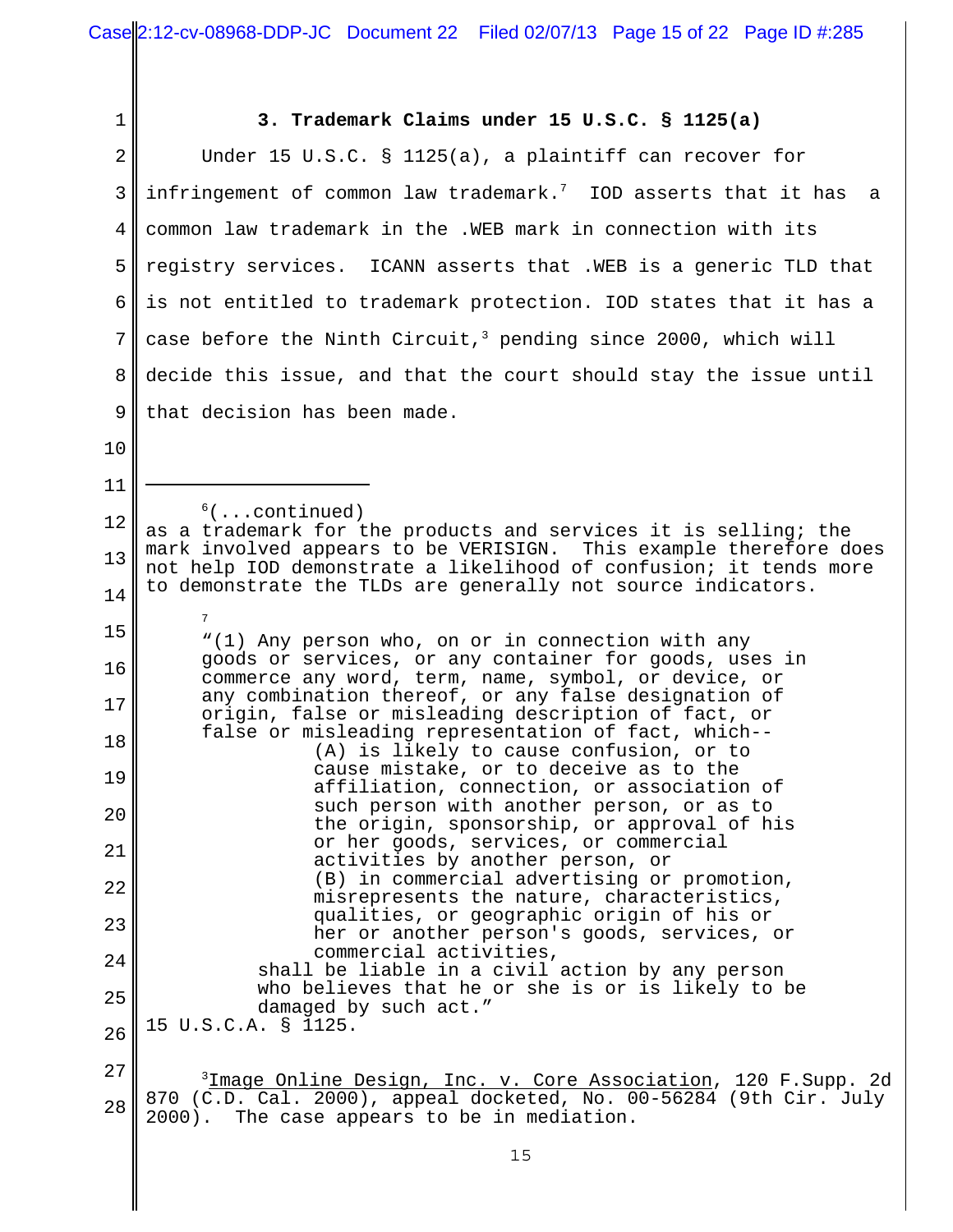### 3. Trademark Claims under 15 U.S.C. § 1125(a)

Under 15 U.S.C. § 1125(a), a plaintiff can recover for infringement of common law trademark.[7] IOD asserts that it has a common law trademark in the .WEB mark in connection with its registry services. ICANN asserts that .WEB is a generic TLD that is not entitled to trademark protection. IOD states that it has a case before the Ninth Circuit,[3] pending since 2000, which will decide this issue, and that the court should stay the issue until that decision has been made.

---

[6](...continued) as a trademark for the products and services it is selling; the mark involved appears to be VERISIGN. This example therefore does not help IOD demonstrate a likelihood of confusion; it tends more to demonstrate the TLDs are generally not source indicators.

[7]

> "(1) Any person who, on or in connection with any goods or services, or any container for goods, uses in commerce any word, term, name, symbol, or device, or any combination thereof, or any false designation of origin, false or misleading description of fact, or false or misleading representation of fact, which--
>
> (A) is likely to cause confusion, or to cause mistake, or to deceive as to the affiliation, connection, or association of such person with another person, or as to the origin, sponsorship, or approval of his or her goods, services, or commercial activities by another person, or
>
> (B) in commercial advertising or promotion, misrepresents the nature, characteristics, qualities, or geographic origin of his or her or another person's goods, services, or commercial activities,
>
> shall be liable in a civil action by any person who believes that he or she is or is likely to be damaged by such act."

15 U.S.C.A. § 1125.

[3] Image Online Design, Inc. v. Core Association, 120 F.Supp. 2d 870 (C.D. Cal. 2000), appeal docketed, No. 00-56284 (9th Cir. July 2000). The case appears to be in mediation.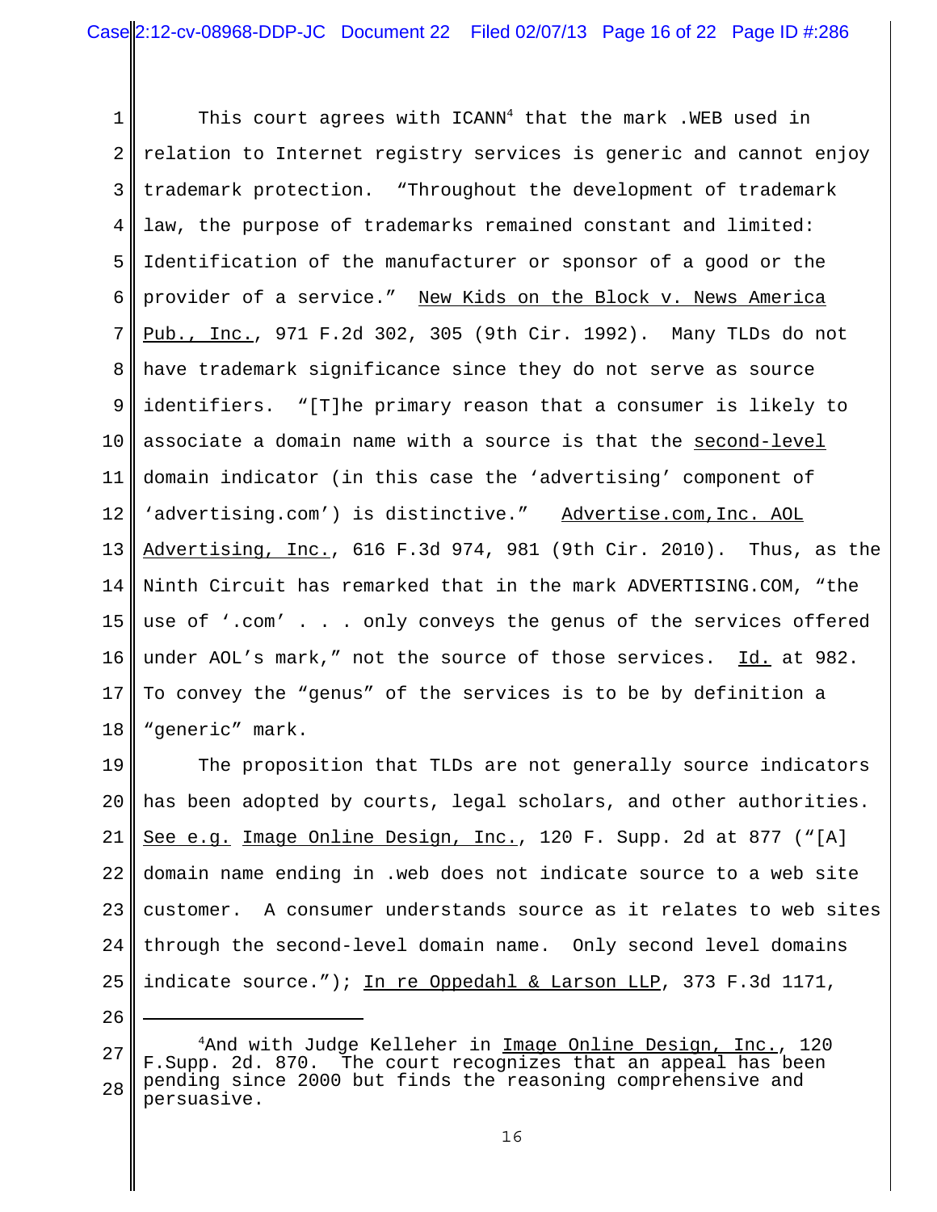This court agrees with ICANN[4] that the mark .WEB used in relation to Internet registry services is generic and cannot enjoy trademark protection. "Throughout the development of trademark law, the purpose of trademarks remained constant and limited: Identification of the manufacturer or sponsor of a good or the provider of a service." New Kids on the Block v. News America Pub., Inc., 971 F.2d 302, 305 (9th Cir. 1992). Many TLDs do not have trademark significance since they do not serve as source identifiers. "[T]he primary reason that a consumer is likely to associate a domain name with a source is that the second-level domain indicator (in this case the 'advertising' component of 'advertising.com') is distinctive." Advertise.com,Inc. AOL Advertising, Inc., 616 F.3d 974, 981 (9th Cir. 2010). Thus, as the Ninth Circuit has remarked that in the mark ADVERTISING.COM, "the use of '.com' . . . only conveys the genus of the services offered under AOL's mark," not the source of those services. Id. at 982. To convey the "genus" of the services is to be by definition a "generic" mark.

The proposition that TLDs are not generally source indicators has been adopted by courts, legal scholars, and other authorities. See e.g. Image Online Design, Inc., 120 F. Supp. 2d at 877 ("[A] domain name ending in .web does not indicate source to a web site customer. A consumer understands source as it relates to web sites through the second-level domain name. Only second level domains indicate source."); In re Oppedahl & Larson LLP, 373 F.3d 1171,

---

[4]And with Judge Kelleher in Image Online Design, Inc., 120 F.Supp. 2d. 870. The court recognizes that an appeal has been pending since 2000 but finds the reasoning comprehensive and persuasive.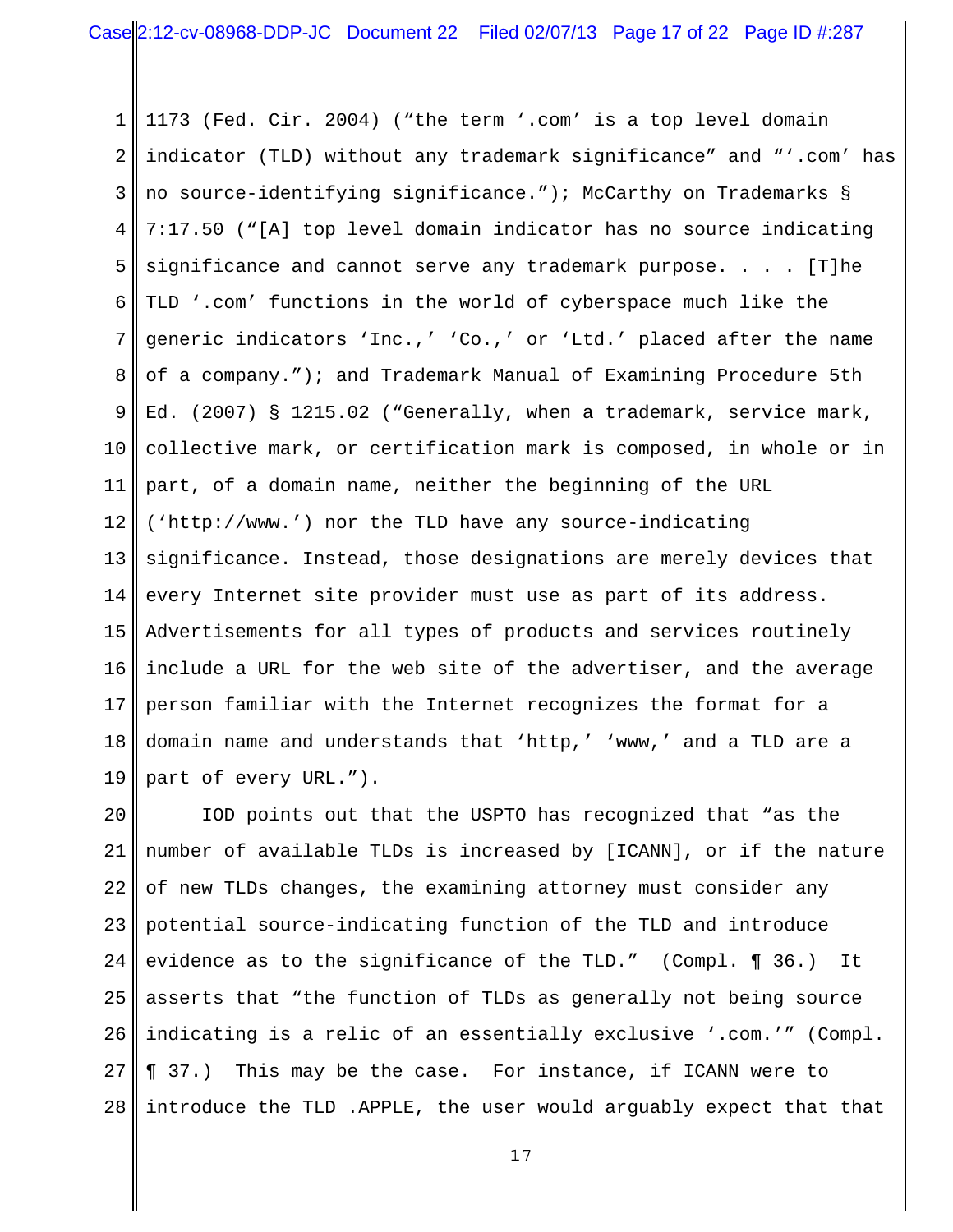1173 (Fed. Cir. 2004) ("the term '.com' is a top level domain indicator (TLD) without any trademark significance" and "'.com' has no source-identifying significance."); McCarthy on Trademarks § 7:17.50 ("[A] top level domain indicator has no source indicating significance and cannot serve any trademark purpose. . . . [T]he TLD '.com' functions in the world of cyberspace much like the generic indicators 'Inc.,' 'Co.,' or 'Ltd.' placed after the name of a company."); and Trademark Manual of Examining Procedure 5th Ed. (2007) § 1215.02 ("Generally, when a trademark, service mark, collective mark, or certification mark is composed, in whole or in part, of a domain name, neither the beginning of the URL ('http://www.') nor the TLD have any source-indicating significance. Instead, those designations are merely devices that every Internet site provider must use as part of its address. Advertisements for all types of products and services routinely include a URL for the web site of the advertiser, and the average person familiar with the Internet recognizes the format for a domain name and understands that 'http,' 'www,' and a TLD are a part of every URL.").

IOD points out that the USPTO has recognized that "as the number of available TLDs is increased by [ICANN], or if the nature of new TLDs changes, the examining attorney must consider any potential source-indicating function of the TLD and introduce evidence as to the significance of the TLD." (Compl. ¶ 36.) It asserts that "the function of TLDs as generally not being source indicating is a relic of an essentially exclusive '.com.'" (Compl. ¶ 37.) This may be the case. For instance, if ICANN were to introduce the TLD .APPLE, the user would arguably expect that that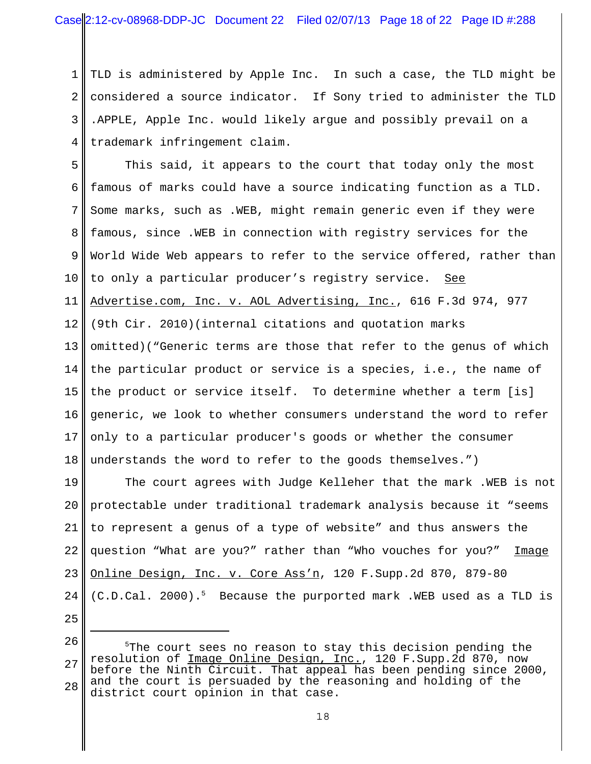TLD is administered by Apple Inc. In such a case, the TLD might be considered a source indicator. If Sony tried to administer the TLD .APPLE, Apple Inc. would likely argue and possibly prevail on a trademark infringement claim.

This said, it appears to the court that today only the most famous of marks could have a source indicating function as a TLD. Some marks, such as .WEB, might remain generic even if they were famous, since .WEB in connection with registry services for the World Wide Web appears to refer to the service offered, rather than to only a particular producer's registry service. See Advertise.com, Inc. v. AOL Advertising, Inc., 616 F.3d 974, 977 (9th Cir. 2010)(internal citations and quotation marks omitted)("Generic terms are those that refer to the genus of which the particular product or service is a species, i.e., the name of the product or service itself. To determine whether a term [is] generic, we look to whether consumers understand the word to refer only to a particular producer's goods or whether the consumer understands the word to refer to the goods themselves.")

The court agrees with Judge Kelleher that the mark .WEB is not protectable under traditional trademark analysis because it "seems to represent a genus of a type of website" and thus answers the question "What are you?" rather than "Who vouches for you?" Image Online Design, Inc. v. Core Ass'n, 120 F.Supp.2d 870, 879-80 (C.D.Cal. 2000).[5] Because the purported mark .WEB used as a TLD is

---

[5] The court sees no reason to stay this decision pending the resolution of Image Online Design, Inc., 120 F.Supp.2d 870, now before the Ninth Circuit. That appeal has been pending since 2000, and the court is persuaded by the reasoning and holding of the district court opinion in that case.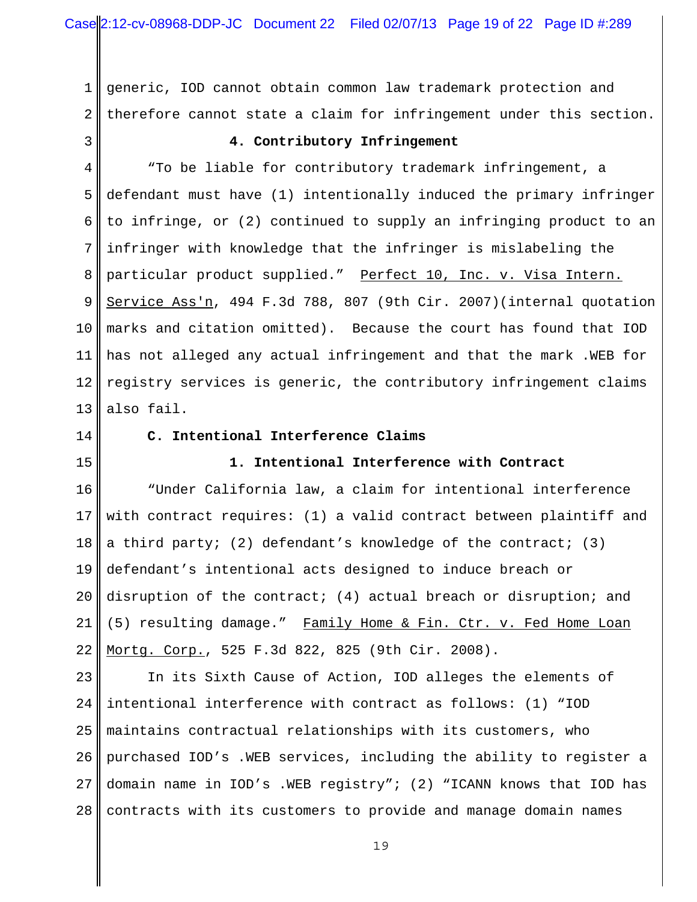generic, IOD cannot obtain common law trademark protection and therefore cannot state a claim for infringement under this section.

### 4. Contributory Infringement

"To be liable for contributory trademark infringement, a defendant must have (1) intentionally induced the primary infringer to infringe, or (2) continued to supply an infringing product to an infringer with knowledge that the infringer is mislabeling the particular product supplied." Perfect 10, Inc. v. Visa Intern. Service Ass'n, 494 F.3d 788, 807 (9th Cir. 2007)(internal quotation marks and citation omitted). Because the court has found that IOD has not alleged any actual infringement and that the mark .WEB for registry services is generic, the contributory infringement claims also fail.

## C. Intentional Interference Claims

### 1. Intentional Interference with Contract

"Under California law, a claim for intentional interference with contract requires: (1) a valid contract between plaintiff and a third party; (2) defendant's knowledge of the contract; (3) defendant's intentional acts designed to induce breach or disruption of the contract; (4) actual breach or disruption; and (5) resulting damage." Family Home & Fin. Ctr. v. Fed Home Loan Mortg. Corp., 525 F.3d 822, 825 (9th Cir. 2008).

In its Sixth Cause of Action, IOD alleges the elements of intentional interference with contract as follows: (1) "IOD maintains contractual relationships with its customers, who purchased IOD's .WEB services, including the ability to register a domain name in IOD's .WEB registry"; (2) "ICANN knows that IOD has contracts with its customers to provide and manage domain names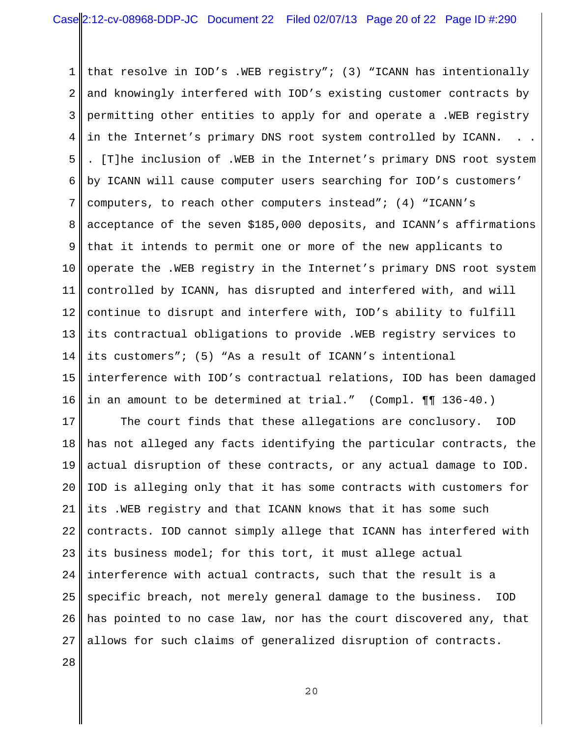that resolve in IOD's .WEB registry"; (3) "ICANN has intentionally and knowingly interfered with IOD's existing customer contracts by permitting other entities to apply for and operate a .WEB registry in the Internet's primary DNS root system controlled by ICANN. . . . [T]he inclusion of .WEB in the Internet's primary DNS root system by ICANN will cause computer users searching for IOD's customers' computers, to reach other computers instead"; (4) "ICANN's acceptance of the seven $185,000 deposits, and ICANN's affirmations that it intends to permit one or more of the new applicants to operate the .WEB registry in the Internet's primary DNS root system controlled by ICANN, has disrupted and interfered with, and will continue to disrupt and interfere with, IOD's ability to fulfill its contractual obligations to provide .WEB registry services to its customers"; (5) "As a result of ICANN's intentional interference with IOD's contractual relations, IOD has been damaged in an amount to be determined at trial." (Compl. ¶¶ 136-40.)

The court finds that these allegations are conclusory. IOD has not alleged any facts identifying the particular contracts, the actual disruption of these contracts, or any actual damage to IOD. IOD is alleging only that it has some contracts with customers for its .WEB registry and that ICANN knows that it has some such contracts. IOD cannot simply allege that ICANN has interfered with its business model; for this tort, it must allege actual interference with actual contracts, such that the result is a specific breach, not merely general damage to the business. IOD has pointed to no case law, nor has the court discovered any, that allows for such claims of generalized disruption of contracts.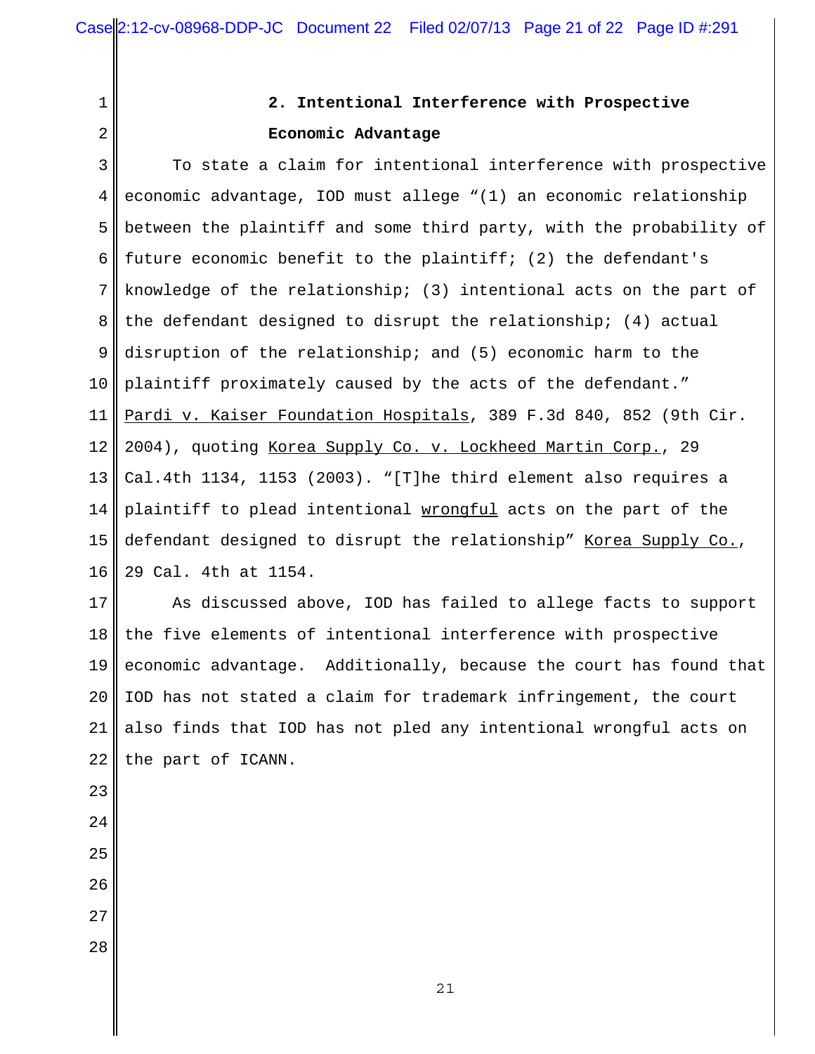### 2. Intentional Interference with Prospective Economic Advantage

To state a claim for intentional interference with prospective economic advantage, IOD must allege "(1) an economic relationship between the plaintiff and some third party, with the probability of future economic benefit to the plaintiff; (2) the defendant's knowledge of the relationship; (3) intentional acts on the part of the defendant designed to disrupt the relationship; (4) actual disruption of the relationship; and (5) economic harm to the plaintiff proximately caused by the acts of the defendant." Pardi v. Kaiser Foundation Hospitals, 389 F.3d 840, 852 (9th Cir. 2004), quoting Korea Supply Co. v. Lockheed Martin Corp., 29 Cal.4th 1134, 1153 (2003). "[T]he third element also requires a plaintiff to plead intentional wrongful acts on the part of the defendant designed to disrupt the relationship" Korea Supply Co., 29 Cal. 4th at 1154.

As discussed above, IOD has failed to allege facts to support the five elements of intentional interference with prospective economic advantage. Additionally, because the court has found that IOD has not stated a claim for trademark infringement, the court also finds that IOD has not pled any intentional wrongful acts on the part of ICANN.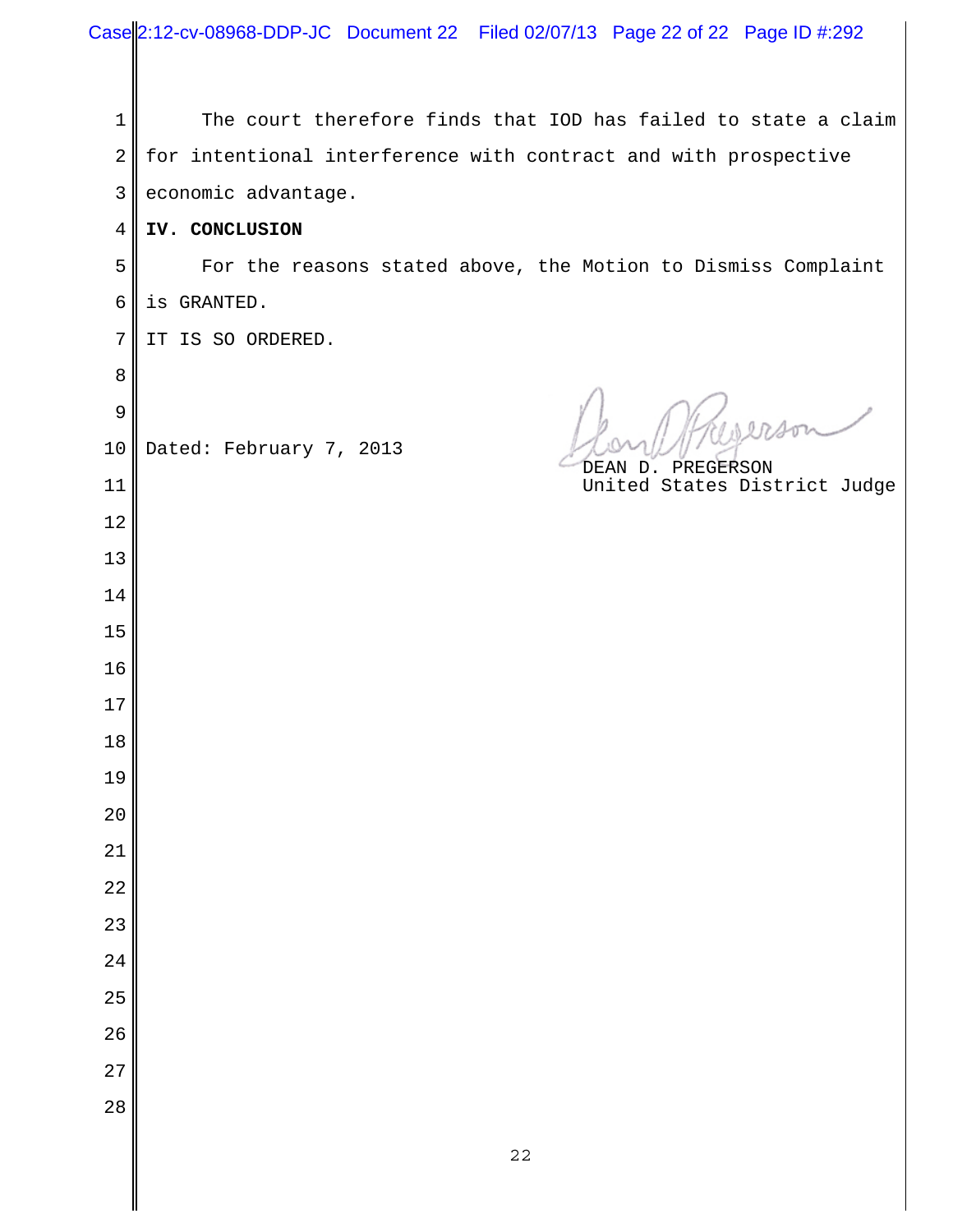The court therefore finds that IOD has failed to state a claim for intentional interference with contract and with prospective economic advantage.

## IV. CONCLUSION

For the reasons stated above, the Motion to Dismiss Complaint is GRANTED.

IT IS SO ORDERED.

Dated: February 7, 2013

DEAN D. PREGERSON
United States District Judge